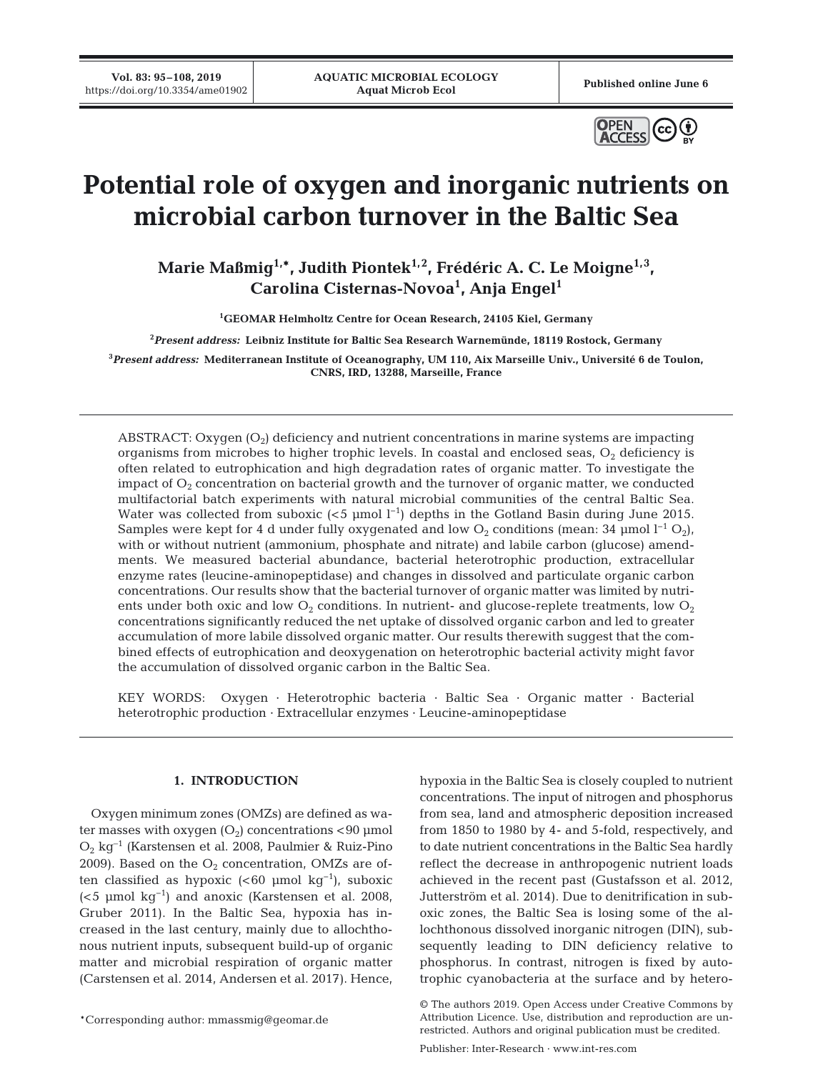# Potential role of oxygen and inorganic nutrients on microbial carbon turnover in the Baltic Sea

**Marie Maßmig[1,*], Judith Piontek[1,2], Frédéric A. C. Le Moigne[1,3], Carolina Cisternas-Novoa[1], Anja Engel[1]**

[1]GEOMAR Helmholtz Centre for Ocean Research, 24105 Kiel, Germany

[2]*Present address:* Leibniz Institute for Baltic Sea Research Warnemünde, 18119 Rostock, Germany

[3]*Present address:* Mediterranean Institute of Oceanography, UM 110, Aix Marseille Univ., Université 6 de Toulon, CNRS, IRD, 13288, Marseille, France

ABSTRACT: Oxygen ($O_2$) deficiency and nutrient concentrations in marine systems are impacting organisms from microbes to higher trophic levels. In coastal and enclosed seas, $O_2$ deficiency is often related to eutrophication and high degradation rates of organic matter. To investigate the impact of $O_2$ concentration on bacterial growth and the turnover of organic matter, we conducted multifactorial batch experiments with natural microbial communities of the central Baltic Sea. Water was collected from suboxic (<5 µmol $l^{-1}$) depths in the Gotland Basin during June 2015. Samples were kept for 4 d under fully oxygenated and low $O_2$ conditions (mean: 34 µmol $l^{-1}$ $O_2$), with or without nutrient (ammonium, phosphate and nitrate) and labile carbon (glucose) amendments. We measured bacterial abundance, bacterial heterotrophic production, extracellular enzyme rates (leucine-aminopeptidase) and changes in dissolved and particulate organic carbon concentrations. Our results show that the bacterial turnover of organic matter was limited by nutrients under both oxic and low $O_2$ conditions. In nutrient- and glucose-replete treatments, low $O_2$ concentrations significantly reduced the net uptake of dissolved organic carbon and led to greater accumulation of more labile dissolved organic matter. Our results therewith suggest that the combined effects of eutrophication and deoxygenation on heterotrophic bacterial activity might favor the accumulation of dissolved organic carbon in the Baltic Sea.

KEY WORDS: Oxygen · Heterotrophic bacteria · Baltic Sea · Organic matter · Bacterial heterotrophic production · Extracellular enzymes · Leucine-aminopeptidase

## 1. INTRODUCTION

Oxygen minimum zones (OMZs) are defined as water masses with oxygen ($O_2$) concentrations <90 µmol $O_2$ $kg^{-1}$ (Karstensen et al. 2008, Paulmier & Ruiz-Pino 2009). Based on the $O_2$ concentration, OMZs are often classified as hypoxic (<60 µmol $kg^{-1}$), suboxic (<5 µmol $kg^{-1}$) and anoxic (Karstensen et al. 2008, Gruber 2011). In the Baltic Sea, hypoxia has increased in the last century, mainly due to allochthonous nutrient inputs, subsequent build-up of organic matter and microbial respiration of organic matter (Carstensen et al. 2014, Andersen et al. 2017). Hence, hypoxia in the Baltic Sea is closely coupled to nutrient concentrations. The input of nitrogen and phosphorus from sea, land and atmospheric deposition increased from 1850 to 1980 by 4- and 5-fold, respectively, and to date nutrient concentrations in the Baltic Sea hardly reflect the decrease in anthropogenic nutrient loads achieved in the recent past (Gustafsson et al. 2012, Jutterström et al. 2014). Due to denitrification in suboxic zones, the Baltic Sea is losing some of the allochthonous dissolved inorganic nitrogen (DIN), subsequently leading to DIN deficiency relative to phosphorus. In contrast, nitrogen is fixed by autotrophic cyanobacteria at the surface and by hetero-

*Corresponding author: mmassmig@geomar.de

© The authors 2019. Open Access under Creative Commons by Attribution Licence. Use, distribution and reproduction are unrestricted. Authors and original publication must be credited.

Publisher: Inter-Research · www.int-res.com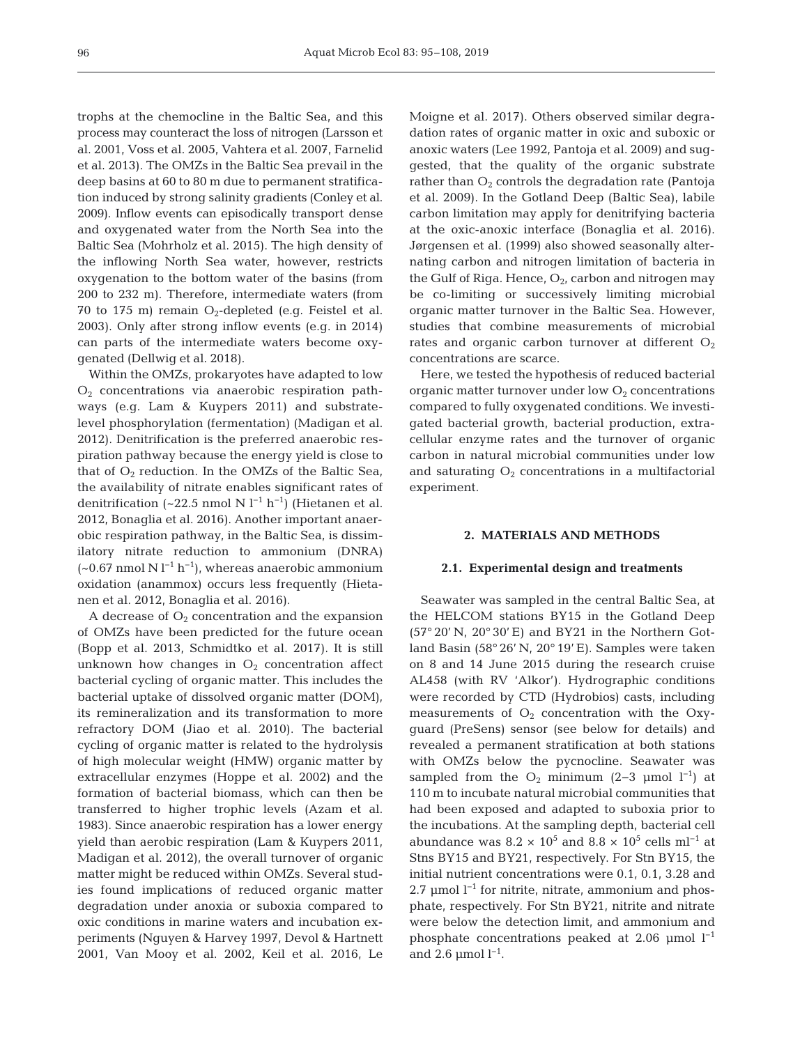trophs at the chemocline in the Baltic Sea, and this process may counteract the loss of nitrogen (Larsson et al. 2001, Voss et al. 2005, Vahtera et al. 2007, Farnelid et al. 2013). The OMZs in the Baltic Sea prevail in the deep basins at 60 to 80 m due to permanent stratification induced by strong salinity gradients (Conley et al. 2009). Inflow events can episodically transport dense and oxygenated water from the North Sea into the Baltic Sea (Mohrholz et al. 2015). The high density of the inflowing North Sea water, however, restricts oxygenation to the bottom water of the basins (from 200 to 232 m). Therefore, intermediate waters (from 70 to 175 m) remain $O_2$-depleted (e.g. Feistel et al. 2003). Only after strong inflow events (e.g. in 2014) can parts of the intermediate waters become oxygenated (Dellwig et al. 2018).

Within the OMZs, prokaryotes have adapted to low $O_2$ concentrations via anaerobic respiration pathways (e.g. Lam & Kuypers 2011) and substrate-level phosphorylation (fermentation) (Madigan et al. 2012). Denitrification is the preferred anaerobic respiration pathway because the energy yield is close to that of $O_2$ reduction. In the OMZs of the Baltic Sea, the availability of nitrate enables significant rates of denitrification (~22.5 nmol N $l^{-1}$ $h^{-1}$) (Hietanen et al. 2012, Bonaglia et al. 2016). Another important anaerobic respiration pathway, in the Baltic Sea, is dissimilatory nitrate reduction to ammonium (DNRA) (~0.67 nmol N $l^{-1}$ $h^{-1}$), whereas anaerobic ammonium oxidation (anammox) occurs less frequently (Hietanen et al. 2012, Bonaglia et al. 2016).

A decrease of $O_2$ concentration and the expansion of OMZs have been predicted for the future ocean (Bopp et al. 2013, Schmidtko et al. 2017). It is still unknown how changes in $O_2$ concentration affect bacterial cycling of organic matter. This includes the bacterial uptake of dissolved organic matter (DOM), its remineralization and its transformation to more refractory DOM (Jiao et al. 2010). The bacterial cycling of organic matter is related to the hydrolysis of high molecular weight (HMW) organic matter by extracellular enzymes (Hoppe et al. 2002) and the formation of bacterial biomass, which can then be transferred to higher trophic levels (Azam et al. 1983). Since anaerobic respiration has a lower energy yield than aerobic respiration (Lam & Kuypers 2011, Madigan et al. 2012), the overall turnover of organic matter might be reduced within OMZs. Several studies found implications of reduced organic matter degradation under anoxia or suboxia compared to oxic conditions in marine waters and incubation experiments (Nguyen & Harvey 1997, Devol & Hartnett 2001, Van Mooy et al. 2002, Keil et al. 2016, Le Moigne et al. 2017). Others observed similar degradation rates of organic matter in oxic and suboxic or anoxic waters (Lee 1992, Pantoja et al. 2009) and suggested, that the quality of the organic substrate rather than $O_2$ controls the degradation rate (Pantoja et al. 2009). In the Gotland Deep (Baltic Sea), labile carbon limitation may apply for denitrifying bacteria at the oxic-anoxic interface (Bonaglia et al. 2016). Jørgensen et al. (1999) also showed seasonally alternating carbon and nitrogen limitation of bacteria in the Gulf of Riga. Hence, $O_2$, carbon and nitrogen may be co-limiting or successively limiting microbial organic matter turnover in the Baltic Sea. However, studies that combine measurements of microbial rates and organic carbon turnover at different $O_2$ concentrations are scarce.

Here, we tested the hypothesis of reduced bacterial organic matter turnover under low $O_2$ concentrations compared to fully oxygenated conditions. We investigated bacterial growth, bacterial production, extracellular enzyme rates and the turnover of organic carbon in natural microbial communities under low and saturating $O_2$ concentrations in a multifactorial experiment.

## 2. MATERIALS AND METHODS

### 2.1. Experimental design and treatments

Seawater was sampled in the central Baltic Sea, at the HELCOM stations BY15 in the Gotland Deep (57° 20′ N, 20° 30′ E) and BY21 in the Northern Gotland Basin (58° 26′ N, 20° 19′ E). Samples were taken on 8 and 14 June 2015 during the research cruise AL458 (with RV 'Alkor'). Hydrographic conditions were recorded by CTD (Hydrobios) casts, including measurements of $O_2$ concentration with the Oxyguard (PreSens) sensor (see below for details) and revealed a permanent stratification at both stations with OMZs below the pycnocline. Seawater was sampled from the $O_2$ minimum (2–3 µmol $l^{-1}$) at 110 m to incubate natural microbial communities that had been exposed and adapted to suboxia prior to the incubations. At the sampling depth, bacterial cell abundance was $8.2 \times 10^5$ and $8.8 \times 10^5$ cells $ml^{-1}$ at Stns BY15 and BY21, respectively. For Stn BY15, the initial nutrient concentrations were 0.1, 0.1, 3.28 and 2.7 µmol $l^{-1}$ for nitrite, nitrate, ammonium and phosphate, respectively. For Stn BY21, nitrite and nitrate were below the detection limit, and ammonium and phosphate concentrations peaked at 2.06 µmol $l^{-1}$ and 2.6 µmol $l^{-1}$.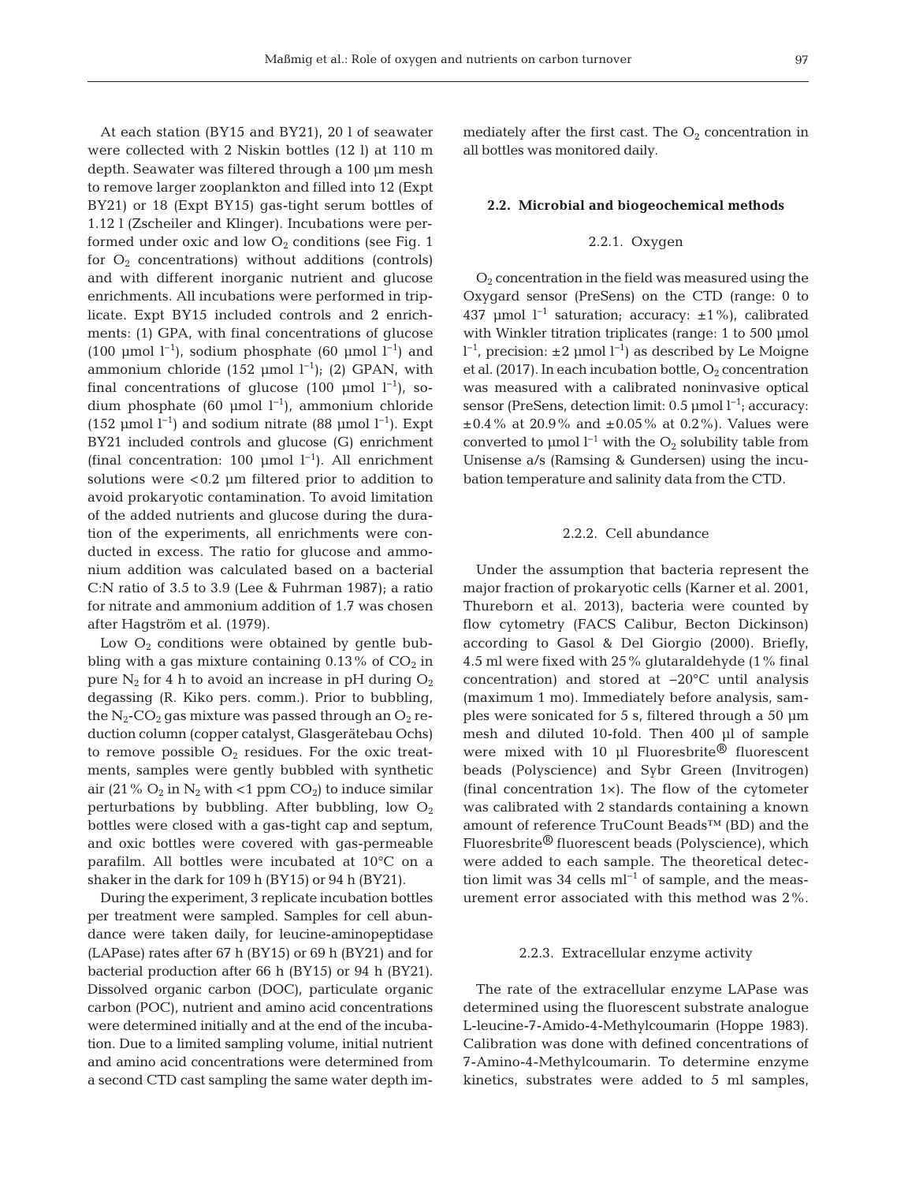At each station (BY15 and BY21), 20 l of seawater were collected with 2 Niskin bottles (12 l) at 110 m depth. Seawater was filtered through a 100 µm mesh to remove larger zooplankton and filled into 12 (Expt BY21) or 18 (Expt BY15) gas-tight serum bottles of 1.12 l (Zscheiler and Klinger). Incubations were performed under oxic and low $O_2$ conditions (see Fig. 1 for $O_2$ concentrations) without additions (controls) and with different inorganic nutrient and glucose enrichments. All incubations were performed in triplicate. Expt BY15 included controls and 2 enrichments: (1) GPA, with final concentrations of glucose (100 µmol $l^{-1}$), sodium phosphate (60 µmol $l^{-1}$) and ammonium chloride (152 µmol $l^{-1}$); (2) GPAN, with final concentrations of glucose (100 µmol $l^{-1}$), sodium phosphate (60 µmol $l^{-1}$), ammonium chloride (152 µmol $l^{-1}$) and sodium nitrate (88 µmol $l^{-1}$). Expt BY21 included controls and glucose (G) enrichment (final concentration: 100 µmol $l^{-1}$). All enrichment solutions were <0.2 µm filtered prior to addition to avoid prokaryotic contamination. To avoid limitation of the added nutrients and glucose during the duration of the experiments, all enrichments were conducted in excess. The ratio for glucose and ammonium addition was calculated based on a bacterial C:N ratio of 3.5 to 3.9 (Lee & Fuhrman 1987); a ratio for nitrate and ammonium addition of 1.7 was chosen after Hagström et al. (1979).

Low $O_2$ conditions were obtained by gentle bubbling with a gas mixture containing 0.13% of $CO_2$ in pure $N_2$ for 4 h to avoid an increase in pH during $O_2$ degassing (R. Kiko pers. comm.). Prior to bubbling, the $N_2$-$CO_2$ gas mixture was passed through an $O_2$ reduction column (copper catalyst, Glasgerätebau Ochs) to remove possible $O_2$ residues. For the oxic treatments, samples were gently bubbled with synthetic air (21% $O_2$ in $N_2$ with <1 ppm $CO_2$) to induce similar perturbations by bubbling. After bubbling, low $O_2$ bottles were closed with a gas-tight cap and septum, and oxic bottles were covered with gas-permeable parafilm. All bottles were incubated at 10°C on a shaker in the dark for 109 h (BY15) or 94 h (BY21).

During the experiment, 3 replicate incubation bottles per treatment were sampled. Samples for cell abundance were taken daily, for leucine-aminopeptidase (LAPase) rates after 67 h (BY15) or 69 h (BY21) and for bacterial production after 66 h (BY15) or 94 h (BY21). Dissolved organic carbon (DOC), particulate organic carbon (POC), nutrient and amino acid concentrations were determined initially and at the end of the incubation. Due to a limited sampling volume, initial nutrient and amino acid concentrations were determined from a second CTD cast sampling the same water depth immediately after the first cast. The $O_2$ concentration in all bottles was monitored daily.

### 2.2. Microbial and biogeochemical methods

#### 2.2.1. Oxygen

$O_2$ concentration in the field was measured using the Oxygard sensor (PreSens) on the CTD (range: 0 to 437 µmol $l^{-1}$ saturation; accuracy: ±1%), calibrated with Winkler titration triplicates (range: 1 to 500 µmol $l^{-1}$, precision: ±2 µmol $l^{-1}$) as described by Le Moigne et al. (2017). In each incubation bottle, $O_2$ concentration was measured with a calibrated noninvasive optical sensor (PreSens, detection limit: 0.5 µmol $l^{-1}$; accuracy: ±0.4% at 20.9% and ±0.05% at 0.2%). Values were converted to µmol $l^{-1}$ with the $O_2$ solubility table from Unisense a/s (Ramsing & Gundersen) using the incubation temperature and salinity data from the CTD.

#### 2.2.2. Cell abundance

Under the assumption that bacteria represent the major fraction of prokaryotic cells (Karner et al. 2001, Thureborn et al. 2013), bacteria were counted by flow cytometry (FACS Calibur, Becton Dickinson) according to Gasol & Del Giorgio (2000). Briefly, 4.5 ml were fixed with 25% glutaraldehyde (1% final concentration) and stored at −20°C until analysis (maximum 1 mo). Immediately before analysis, samples were sonicated for 5 s, filtered through a 50 µm mesh and diluted 10-fold. Then 400 µl of sample were mixed with 10 µl Fluoresbrite® fluorescent beads (Polyscience) and Sybr Green (Invitrogen) (final concentration 1×). The flow of the cytometer was calibrated with 2 standards containing a known amount of reference TruCount Beads™ (BD) and the Fluoresbrite® fluorescent beads (Polyscience), which were added to each sample. The theoretical detection limit was 34 cells $ml^{-1}$ of sample, and the measurement error associated with this method was 2%.

#### 2.2.3. Extracellular enzyme activity

The rate of the extracellular enzyme LAPase was determined using the fluorescent substrate analogue L-leucine-7-Amido-4-Methylcoumarin (Hoppe 1983). Calibration was done with defined concentrations of 7-Amino-4-Methylcoumarin. To determine enzyme kinetics, substrates were added to 5 ml samples,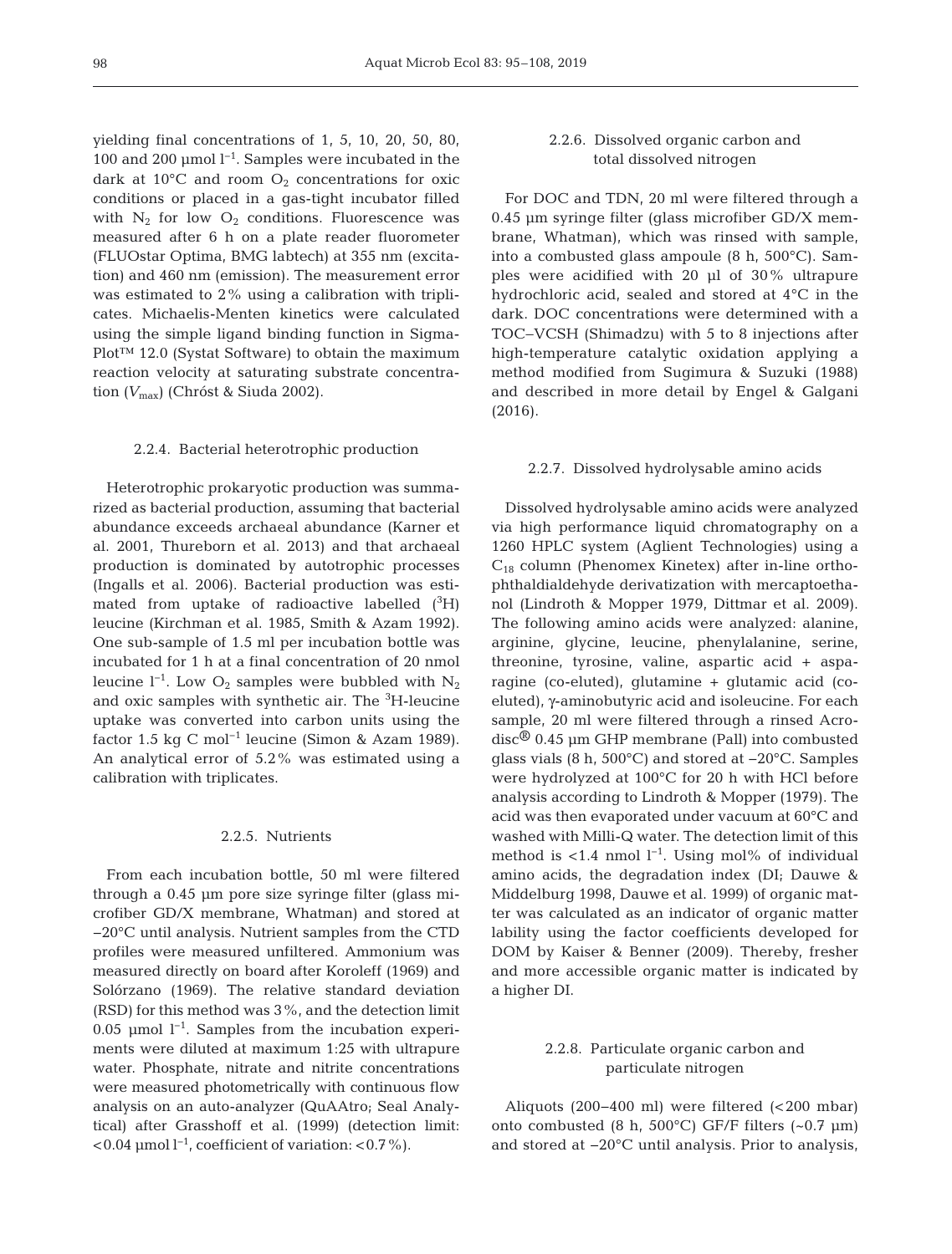yielding final concentrations of 1, 5, 10, 20, 50, 80, 100 and 200 µmol $l^{-1}$. Samples were incubated in the dark at 10°C and room $O_2$ concentrations for oxic conditions or placed in a gas-tight incubator filled with $N_2$ for low $O_2$ conditions. Fluorescence was measured after 6 h on a plate reader fluorometer (FLUOstar Optima, BMG labtech) at 355 nm (excitation) and 460 nm (emission). The measurement error was estimated to 2% using a calibration with triplicates. Michaelis-Menten kinetics were calculated using the simple ligand binding function in SigmaPlot™ 12.0 (Systat Software) to obtain the maximum reaction velocity at saturating substrate concentration ($V_{max}$) (Chróst & Siuda 2002).

### 2.2.4. Bacterial heterotrophic production

Heterotrophic prokaryotic production was summarized as bacterial production, assuming that bacterial abundance exceeds archaeal abundance (Karner et al. 2001, Thureborn et al. 2013) and that archaeal production is dominated by autotrophic processes (Ingalls et al. 2006). Bacterial production was estimated from uptake of radioactive labelled ($^3H$) leucine (Kirchman et al. 1985, Smith & Azam 1992). One sub-sample of 1.5 ml per incubation bottle was incubated for 1 h at a final concentration of 20 nmol leucine $l^{-1}$. Low $O_2$ samples were bubbled with $N_2$ and oxic samples with synthetic air. The $^3H$-leucine uptake was converted into carbon units using the factor 1.5 kg C $mol^{-1}$ leucine (Simon & Azam 1989). An analytical error of 5.2% was estimated using a calibration with triplicates.

### 2.2.5. Nutrients

From each incubation bottle, 50 ml were filtered through a 0.45 µm pore size syringe filter (glass microfiber GD/X membrane, Whatman) and stored at −20°C until analysis. Nutrient samples from the CTD profiles were measured unfiltered. Ammonium was measured directly on board after Koroleff (1969) and Solórzano (1969). The relative standard deviation (RSD) for this method was 3%, and the detection limit 0.05 µmol $l^{-1}$. Samples from the incubation experiments were diluted at maximum 1:25 with ultrapure water. Phosphate, nitrate and nitrite concentrations were measured photometrically with continuous flow analysis on an auto-analyzer (QuAAtro; Seal Analytical) after Grasshoff et al. (1999) (detection limit: <0.04 µmol $l^{-1}$, coefficient of variation: <0.7%).

### 2.2.6. Dissolved organic carbon and total dissolved nitrogen

For DOC and TDN, 20 ml were filtered through a 0.45 µm syringe filter (glass microfiber GD/X membrane, Whatman), which was rinsed with sample, into a combusted glass ampoule (8 h, 500°C). Samples were acidified with 20 µl of 30% ultrapure hydrochloric acid, sealed and stored at 4°C in the dark. DOC concentrations were determined with a TOC−VCSH (Shimadzu) with 5 to 8 injections after high-temperature catalytic oxidation applying a method modified from Sugimura & Suzuki (1988) and described in more detail by Engel & Galgani (2016).

### 2.2.7. Dissolved hydrolysable amino acids

Dissolved hydrolysable amino acids were analyzed via high performance liquid chromatography on a 1260 HPLC system (Aglient Technologies) using a $C_{18}$ column (Phenomex Kinetex) after in-line ortho-phthaldialdehyde derivatization with mercaptoethanol (Lindroth & Mopper 1979, Dittmar et al. 2009). The following amino acids were analyzed: alanine, arginine, glycine, leucine, phenylalanine, serine, threonine, tyrosine, valine, aspartic acid + asparagine (co-eluted), glutamine + glutamic acid (co-eluted), γ-aminobutyric acid and isoleucine. For each sample, 20 ml were filtered through a rinsed Acrodisc® 0.45 µm GHP membrane (Pall) into combusted glass vials (8 h, 500°C) and stored at −20°C. Samples were hydrolyzed at 100°C for 20 h with HCl before analysis according to Lindroth & Mopper (1979). The acid was then evaporated under vacuum at 60°C and washed with Milli-Q water. The detection limit of this method is <1.4 nmol $l^{-1}$. Using mol% of individual amino acids, the degradation index (DI; Dauwe & Middelburg 1998, Dauwe et al. 1999) of organic matter was calculated as an indicator of organic matter lability using the factor coefficients developed for DOM by Kaiser & Benner (2009). Thereby, fresher and more accessible organic matter is indicated by a higher DI.

### 2.2.8. Particulate organic carbon and particulate nitrogen

Aliquots (200–400 ml) were filtered (<200 mbar) onto combusted (8 h, 500°C) GF/F filters (~0.7 µm) and stored at −20°C until analysis. Prior to analysis,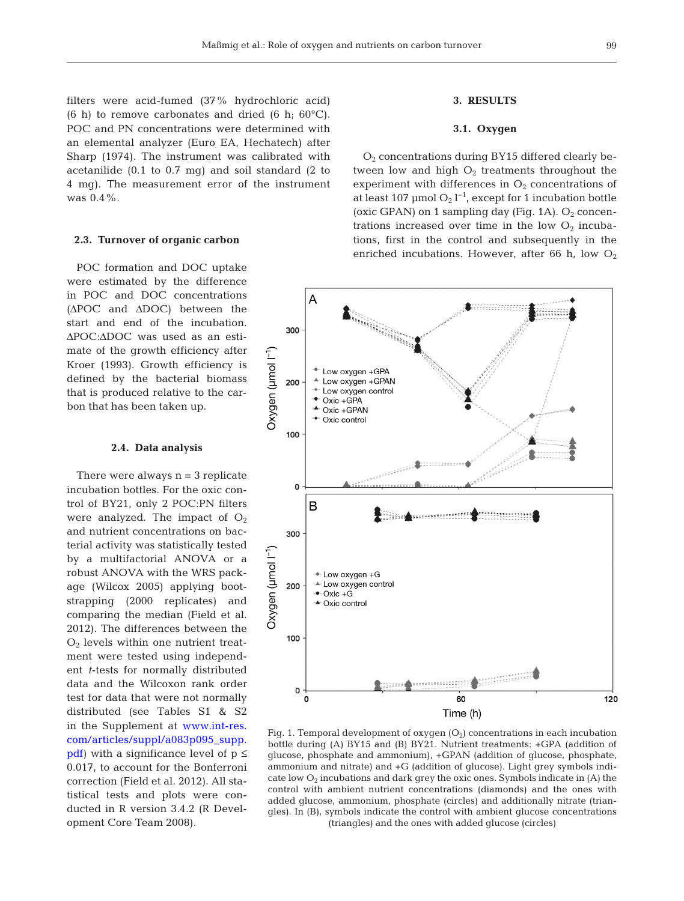filters were acid-fumed (37% hydrochloric acid) (6 h) to remove carbonates and dried (6 h; 60°C). POC and PN concentrations were determined with an elemental analyzer (Euro EA, Hechatech) after Sharp (1974). The instrument was calibrated with acetanilide (0.1 to 0.7 mg) and soil standard (2 to 4 mg). The measurement error of the instrument was 0.4%.

### 2.3. Turnover of organic carbon

POC formation and DOC uptake were estimated by the difference in POC and DOC concentrations (ΔPOC and ΔDOC) between the start and end of the incubation. ΔPOC:ΔDOC was used as an estimate of the growth efficiency after Kroer (1993). Growth efficiency is defined by the bacterial biomass that is produced relative to the carbon that has been taken up.

### 2.4. Data analysis

There were always n = 3 replicate incubation bottles. For the oxic control of BY21, only 2 POC:PN filters were analyzed. The impact of $O_2$ and nutrient concentrations on bacterial activity was statistically tested by a multifactorial ANOVA or a robust ANOVA with the WRS package (Wilcox 2005) applying bootstrapping (2000 replicates) and comparing the median (Field et al. 2012). The differences between the $O_2$ levels within one nutrient treatment were tested using independent *t*-tests for normally distributed data and the Wilcoxon rank order test for data that were not normally distributed (see Tables S1 & S2 in the Supplement at www.int-res.com/articles/suppl/a083p095_supp.pdf) with a significance level of $p \leq 0.017$, to account for the Bonferroni correction (Field et al. 2012). All statistical tests and plots were conducted in R version 3.4.2 (R Development Core Team 2008).

## 3. RESULTS

### 3.1. Oxygen

$O_2$ concentrations during BY15 differed clearly between low and high $O_2$ treatments throughout the experiment with differences in $O_2$ concentrations of at least 107 µmol $O_2$ $l^{-1}$, except for 1 incubation bottle (oxic GPAN) on 1 sampling day (Fig. 1A). $O_2$ concentrations increased over time in the low $O_2$ incubations, first in the control and subsequently in the enriched incubations. However, after 66 h, low $O_2$

Fig. 1. Temporal development of oxygen ($O_2$) concentrations in each incubation bottle during (A) BY15 and (B) BY21. Nutrient treatments: +GPA (addition of glucose, phosphate and ammonium), +GPAN (addition of glucose, phosphate, ammonium and nitrate) and +G (addition of glucose). Light grey symbols indicate low $O_2$ incubations and dark grey the oxic ones. Symbols indicate in (A) the control with ambient nutrient concentrations (diamonds) and the ones with added glucose, ammonium, phosphate (circles) and additionally nitrate (triangles). In (B), symbols indicate the control with ambient glucose concentrations (triangles) and the ones with added glucose (circles)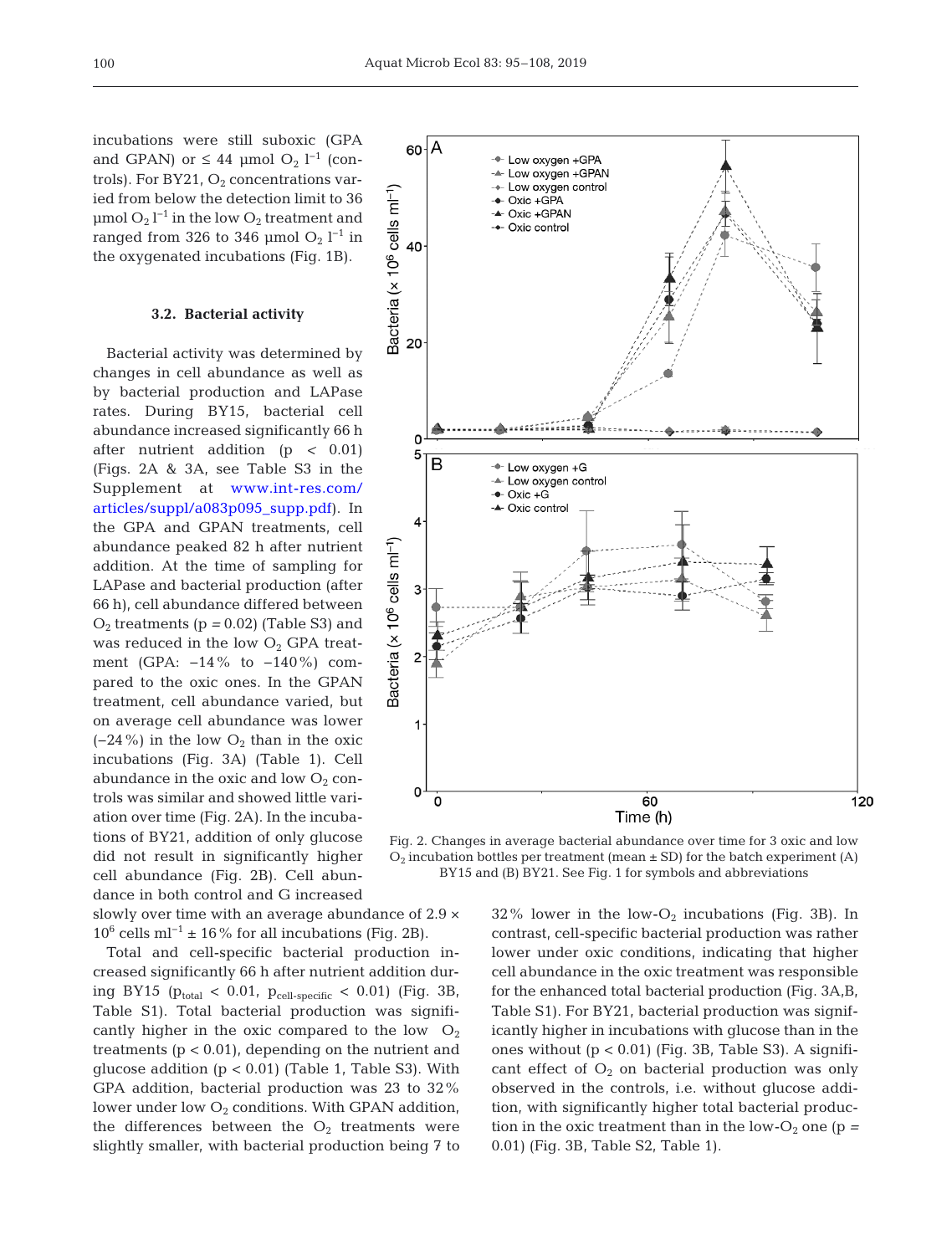incubations were still suboxic (GPA and GPAN) or ≤ 44 µmol $O_2$ $l^{-1}$ (controls). For BY21, $O_2$ concentrations varied from below the detection limit to 36 µmol $O_2$ $l^{-1}$ in the low $O_2$ treatment and ranged from 326 to 346 µmol $O_2$ $l^{-1}$ in the oxygenated incubations (Fig. 1B).

### 3.2. Bacterial activity

Bacterial activity was determined by changes in cell abundance as well as by bacterial production and LAPase rates. During BY15, bacterial cell abundance increased significantly 66 h after nutrient addition ($p < 0.01$) (Figs. 2A & 3A, see Table S3 in the Supplement at www.int-res.com/articles/suppl/a083p095_supp.pdf). In the GPA and GPAN treatments, cell abundance peaked 82 h after nutrient addition. At the time of sampling for LAPase and bacterial production (after 66 h), cell abundance differed between $O_2$ treatments ($p = 0.02$) (Table S3) and was reduced in the low $O_2$ GPA treatment (GPA: −14% to −140%) compared to the oxic ones. In the GPAN treatment, cell abundance varied, but on average cell abundance was lower (−24%) in the low $O_2$ than in the oxic incubations (Fig. 3A) (Table 1). Cell abundance in the oxic and low $O_2$ controls was similar and showed little variation over time (Fig. 2A). In the incubations of BY21, addition of only glucose did not result in significantly higher cell abundance (Fig. 2B). Cell abundance in both control and G increased slowly over time with an average abundance of $2.9 \times 10^6$ cells $ml^{-1}$ ± 16% for all incubations (Fig. 2B).

Fig. 2. Changes in average bacterial abundance over time for 3 oxic and low $O_2$ incubation bottles per treatment (mean ± SD) for the batch experiment (A) BY15 and (B) BY21. See Fig. 1 for symbols and abbreviations

Total and cell-specific bacterial production increased significantly 66 h after nutrient addition during BY15 ($p_{total} < 0.01$, $p_{cell\text{-}specific} < 0.01$) (Fig. 3B, Table S1). Total bacterial production was significantly higher in the oxic compared to the low $O_2$ treatments ($p < 0.01$), depending on the nutrient and glucose addition ($p < 0.01$) (Table 1, Table S3). With GPA addition, bacterial production was 23 to 32% lower under low $O_2$ conditions. With GPAN addition, the differences between the $O_2$ treatments were slightly smaller, with bacterial production being 7 to 32% lower in the low-$O_2$ incubations (Fig. 3B). In contrast, cell-specific bacterial production was rather lower under oxic conditions, indicating that higher cell abundance in the oxic treatment was responsible for the enhanced total bacterial production (Fig. 3A,B, Table S1). For BY21, bacterial production was significantly higher in incubations with glucose than in the ones without ($p < 0.01$) (Fig. 3B, Table S3). A significant effect of $O_2$ on bacterial production was only observed in the controls, i.e. without glucose addition, with significantly higher total bacterial production in the oxic treatment than in the low-$O_2$ one ($p = 0.01$) (Fig. 3B, Table S2, Table 1).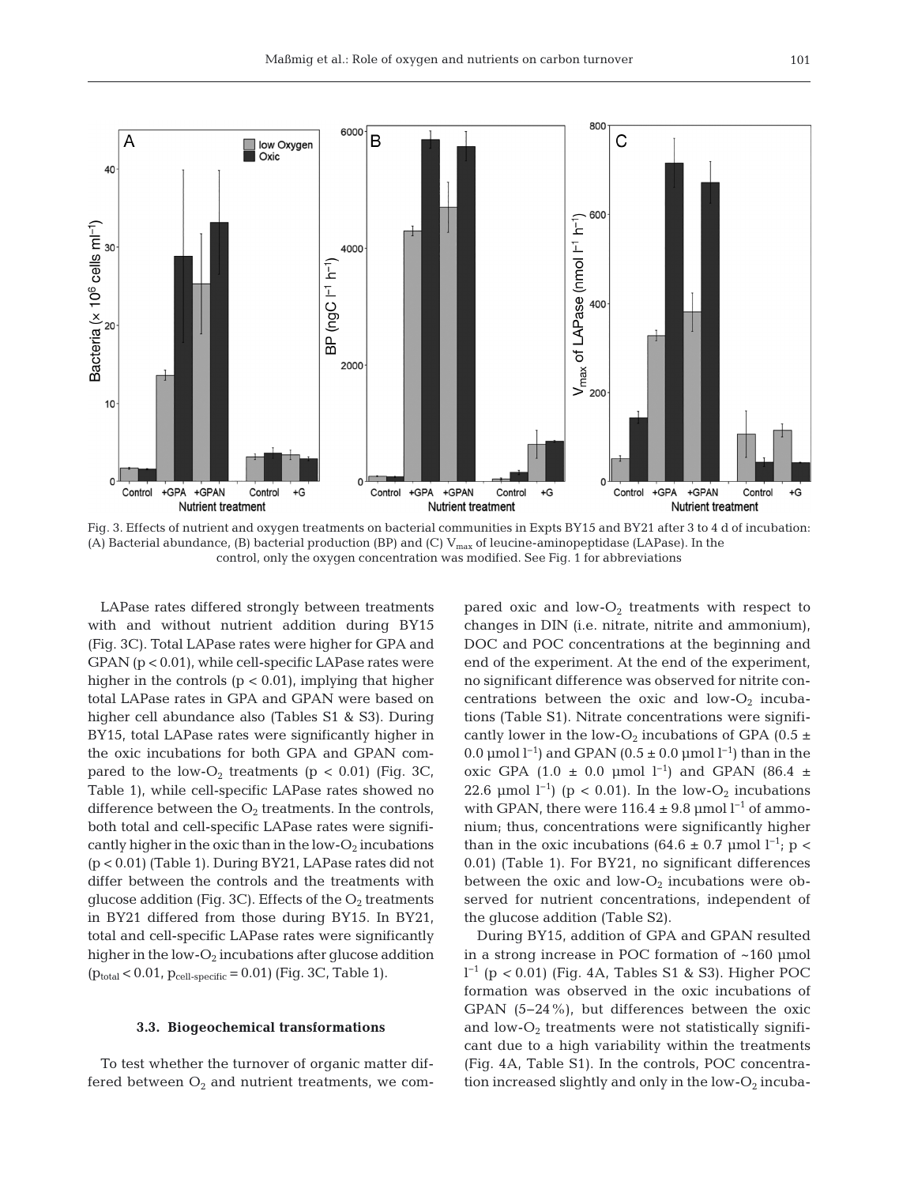Fig. 3. Effects of nutrient and oxygen treatments on bacterial communities in Expts BY15 and BY21 after 3 to 4 d of incubation: (A) Bacterial abundance, (B) bacterial production (BP) and (C) $V_{max}$ of leucine-aminopeptidase (LAPase). In the control, only the oxygen concentration was modified. See Fig. 1 for abbreviations

LAPase rates differed strongly between treatments with and without nutrient addition during BY15 (Fig. 3C). Total LAPase rates were higher for GPA and GPAN ($p < 0.01$), while cell-specific LAPase rates were higher in the controls ($p < 0.01$), implying that higher total LAPase rates in GPA and GPAN were based on higher cell abundance also (Tables S1 & S3). During BY15, total LAPase rates were significantly higher in the oxic incubations for both GPA and GPAN compared to the low-$O_2$ treatments ($p < 0.01$) (Fig. 3C, Table 1), while cell-specific LAPase rates showed no difference between the $O_2$ treatments. In the controls, both total and cell-specific LAPase rates were significantly higher in the oxic than in the low-$O_2$ incubations ($p < 0.01$) (Table 1). During BY21, LAPase rates did not differ between the controls and the treatments with glucose addition (Fig. 3C). Effects of the $O_2$ treatments in BY21 differed from those during BY15. In BY21, total and cell-specific LAPase rates were significantly higher in the low-$O_2$ incubations after glucose addition ($p_{total} < 0.01$, $p_{cell\text{-}specific} = 0.01$) (Fig. 3C, Table 1).

### 3.3. Biogeochemical transformations

To test whether the turnover of organic matter differed between $O_2$ and nutrient treatments, we compared oxic and low-$O_2$ treatments with respect to changes in DIN (i.e. nitrate, nitrite and ammonium), DOC and POC concentrations at the beginning and end of the experiment. At the end of the experiment, no significant difference was observed for nitrite concentrations between the oxic and low-$O_2$ incubations (Table S1). Nitrate concentrations were significantly lower in the low-$O_2$ incubations of GPA ($0.5 \pm 0.0$ µmol $l^{-1}$) and GPAN ($0.5 \pm 0.0$ µmol $l^{-1}$) than in the oxic GPA ($1.0 \pm 0.0$ µmol $l^{-1}$) and GPAN ($86.4 \pm 22.6$ µmol $l^{-1}$) ($p < 0.01$). In the low-$O_2$ incubations with GPAN, there were $116.4 \pm 9.8$ µmol $l^{-1}$ of ammonium; thus, concentrations were significantly higher than in the oxic incubations ($64.6 \pm 0.7$ µmol $l^{-1}$; $p < 0.01$) (Table 1). For BY21, no significant differences between the oxic and low-$O_2$ incubations were observed for nutrient concentrations, independent of the glucose addition (Table S2).

During BY15, addition of GPA and GPAN resulted in a strong increase in POC formation of ~160 µmol $l^{-1}$ ($p < 0.01$) (Fig. 4A, Tables S1 & S3). Higher POC formation was observed in the oxic incubations of GPAN (5–24 %), but differences between the oxic and low-$O_2$ treatments were not statistically significant due to a high variability within the treatments (Fig. 4A, Table S1). In the controls, POC concentration increased slightly and only in the low-$O_2$ incuba-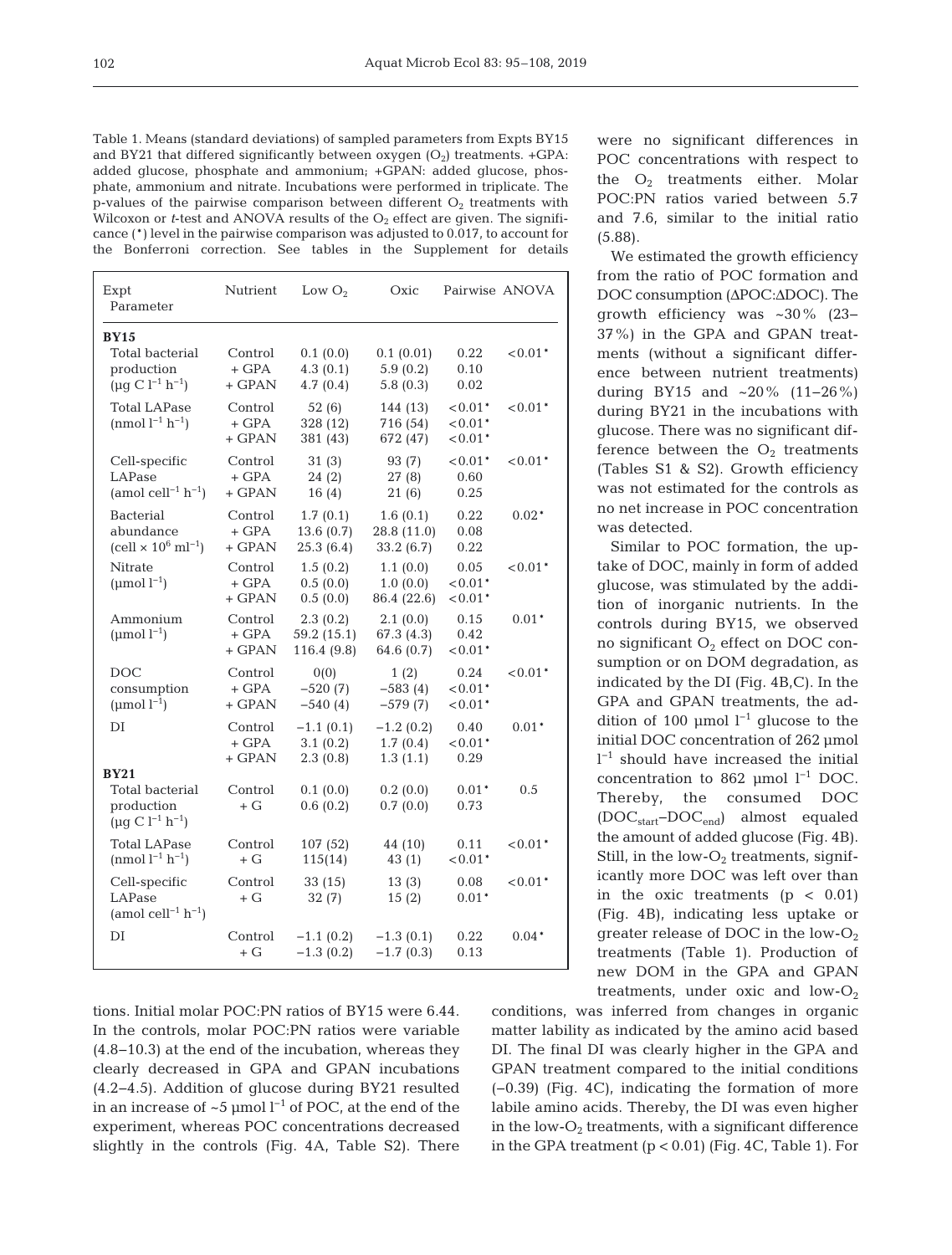Table 1. Means (standard deviations) of sampled parameters from Expts BY15 and BY21 that differed significantly between oxygen ($O_2$) treatments. +GPA: added glucose, phosphate and ammonium; +GPAN: added glucose, phosphate, ammonium and nitrate. Incubations were performed in triplicate. The p-values of the pairwise comparison between different $O_2$ treatments with Wilcoxon or *t*-test and ANOVA results of the $O_2$ effect are given. The significance (*) level in the pairwise comparison was adjusted to 0.017, to account for the Bonferroni correction. See tables in the Supplement for details

| Expt Parameter | Nutrient | Low $O_2$ | Oxic | Pairwise | ANOVA |
|---|---|---|---|---|---|
| **BY15** | | | | | |
| Total bacterial production ($\mu g\ C\ l^{-1}\ h^{-1}$) | Control | 0.1 (0.0) | 0.1 (0.01) | 0.22 | <0.01* |
| | + GPA | 4.3 (0.1) | 5.9 (0.2) | 0.10 | |
| | + GPAN | 4.7 (0.4) | 5.8 (0.3) | 0.02 | |
| Total LAPase ($nmol\ l^{-1}\ h^{-1}$) | Control | 52 (6) | 144 (13) | <0.01* | <0.01* |
| | + GPA | 328 (12) | 716 (54) | <0.01* | |
| | + GPAN | 381 (43) | 672 (47) | <0.01* | |
| Cell-specific LAPase ($amol\ cell^{-1}\ h^{-1}$) | Control | 31 (3) | 93 (7) | <0.01* | <0.01* |
| | + GPA | 24 (2) | 27 (8) | 0.60 | |
| | + GPAN | 16 (4) | 21 (6) | 0.25 | |
| Bacterial abundance ($cell \times 10^6\ ml^{-1}$) | Control | 1.7 (0.1) | 1.6 (0.1) | 0.22 | 0.02* |
| | + GPA | 13.6 (0.7) | 28.8 (11.0) | 0.08 | |
| | + GPAN | 25.3 (6.4) | 33.2 (6.7) | 0.22 | |
| Nitrate ($\mu mol\ l^{-1}$) | Control | 1.5 (0.2) | 1.1 (0.0) | 0.05 | <0.01* |
| | + GPA | 0.5 (0.0) | 1.0 (0.0) | <0.01* | |
| | + GPAN | 0.5 (0.0) | 86.4 (22.6) | <0.01* | |
| Ammonium ($\mu mol\ l^{-1}$) | Control | 2.3 (0.2) | 2.1 (0.0) | 0.15 | 0.01* |
| | + GPA | 59.2 (15.1) | 67.3 (4.3) | 0.42 | |
| | + GPAN | 116.4 (9.8) | 64.6 (0.7) | <0.01* | |
| DOC consumption ($\mu mol\ l^{-1}$) | Control | 0(0) | 1 (2) | 0.24 | <0.01* |
| | + GPA | −520 (7) | −583 (4) | <0.01* | |
| | + GPAN | −540 (4) | −579 (7) | <0.01* | |
| DI | Control | −1.1 (0.1) | −1.2 (0.2) | 0.40 | 0.01* |
| | + GPA | 3.1 (0.2) | 1.7 (0.4) | <0.01* | |
| | + GPAN | 2.3 (0.8) | 1.3 (1.1) | 0.29 | |
| **BY21** | | | | | |
| Total bacterial production ($\mu g\ C\ l^{-1}\ h^{-1}$) | Control | 0.1 (0.0) | 0.2 (0.0) | 0.01* | 0.5 |
| | + G | 0.6 (0.2) | 0.7 (0.0) | 0.73 | |
| Total LAPase ($nmol\ l^{-1}\ h^{-1}$) | Control | 107 (52) | 44 (10) | 0.11 | <0.01* |
| | + G | 115(14) | 43 (1) | <0.01* | |
| Cell-specific LAPase ($amol\ cell^{-1}\ h^{-1}$) | Control | 33 (15) | 13 (3) | 0.08 | <0.01* |
| | + G | 32 (7) | 15 (2) | 0.01* | |
| DI | Control | −1.1 (0.2) | −1.3 (0.1) | 0.22 | 0.04* |
| | + G | −1.3 (0.2) | −1.7 (0.3) | 0.13 | |

tions. Initial molar POC:PN ratios of BY15 were 6.44. In the controls, molar POC:PN ratios were variable (4.8–10.3) at the end of the incubation, whereas they clearly decreased in GPA and GPAN incubations (4.2–4.5). Addition of glucose during BY21 resulted in an increase of ~5 $\mu mol\ l^{-1}$ of POC, at the end of the experiment, whereas POC concentrations decreased slightly in the controls (Fig. 4A, Table S2). There were no significant differences in POC concentrations with respect to the $O_2$ treatments either. Molar POC:PN ratios varied between 5.7 and 7.6, similar to the initial ratio (5.88).

We estimated the growth efficiency from the ratio of POC formation and DOC consumption (ΔPOC:ΔDOC). The growth efficiency was ~30% (23–37%) in the GPA and GPAN treatments (without a significant difference between nutrient treatments) during BY15 and ~20% (11–26%) during BY21 in the incubations with glucose. There was no significant difference between the $O_2$ treatments (Tables S1 & S2). Growth efficiency was not estimated for the controls as no net increase in POC concentration was detected.

Similar to POC formation, the uptake of DOC, mainly in form of added glucose, was stimulated by the addition of inorganic nutrients. In the controls during BY15, we observed no significant $O_2$ effect on DOC consumption or on DOM degradation, as indicated by the DI (Fig. 4B,C). In the GPA and GPAN treatments, the addition of 100 $\mu mol\ l^{-1}$ glucose to the initial DOC concentration of 262 $\mu mol\ l^{-1}$ should have increased the initial concentration to 862 $\mu mol\ l^{-1}$ DOC. Thereby, the consumed DOC ($DOC_{start}–DOC_{end}$) almost equaled the amount of added glucose (Fig. 4B). Still, in the low-$O_2$ treatments, significantly more DOC was left over than in the oxic treatments ($p < 0.01$) (Fig. 4B), indicating less uptake or greater release of DOC in the low-$O_2$ treatments (Table 1). Production of new DOM in the GPA and GPAN treatments, under oxic and low-$O_2$ conditions, was inferred from changes in organic matter lability as indicated by the amino acid based DI. The final DI was clearly higher in the GPA and GPAN treatment compared to the initial conditions (−0.39) (Fig. 4C), indicating the formation of more labile amino acids. Thereby, the DI was even higher in the low-$O_2$ treatments, with a significant difference in the GPA treatment ($p < 0.01$) (Fig. 4C, Table 1). For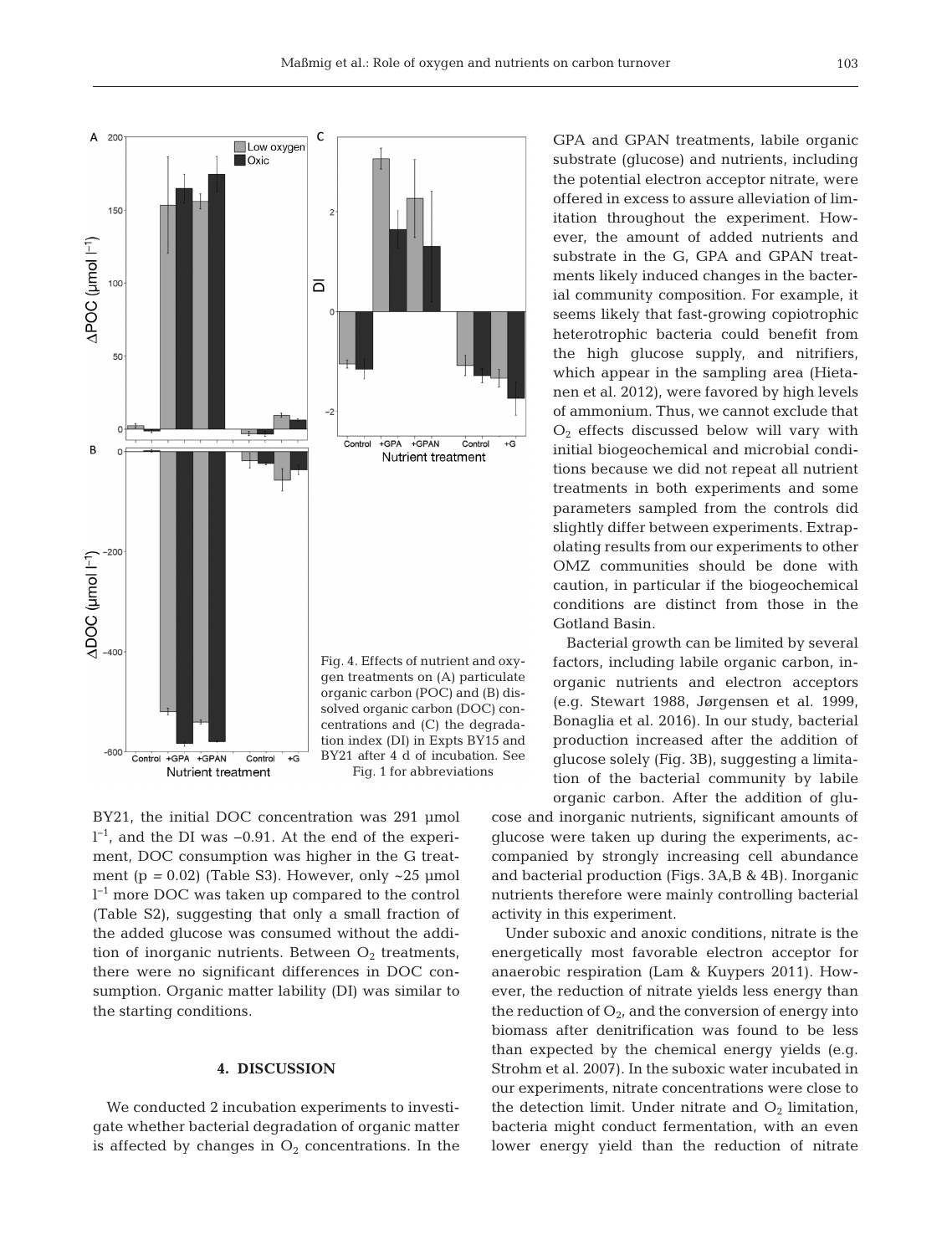Fig. 4. Effects of nutrient and oxygen treatments on (A) particulate organic carbon (POC) and (B) dissolved organic carbon (DOC) concentrations and (C) the degradation index (DI) in Expts BY15 and BY21 after 4 d of incubation. See Fig. 1 for abbreviations

BY21, the initial DOC concentration was 291 µmol $l^{-1}$, and the DI was −0.91. At the end of the experiment, DOC consumption was higher in the G treatment ($p = 0.02$) (Table S3). However, only ~25 µmol $l^{-1}$ more DOC was taken up compared to the control (Table S2), suggesting that only a small fraction of the added glucose was consumed without the addition of inorganic nutrients. Between $O_2$ treatments, there were no significant differences in DOC consumption. Organic matter lability (DI) was similar to the starting conditions.

## 4. DISCUSSION

We conducted 2 incubation experiments to investigate whether bacterial degradation of organic matter is affected by changes in $O_2$ concentrations. In the GPA and GPAN treatments, labile organic substrate (glucose) and nutrients, including the potential electron acceptor nitrate, were offered in excess to assure alleviation of limitation throughout the experiment. However, the amount of added nutrients and substrate in the G, GPA and GPAN treatments likely induced changes in the bacterial community composition. For example, it seems likely that fast-growing copiotrophic heterotrophic bacteria could benefit from the high glucose supply, and nitrifiers, which appear in the sampling area (Hietanen et al. 2012), were favored by high levels of ammonium. Thus, we cannot exclude that $O_2$ effects discussed below will vary with initial biogeochemical and microbial conditions because we did not repeat all nutrient treatments in both experiments and some parameters sampled from the controls did slightly differ between experiments. Extrapolating results from our experiments to other OMZ communities should be done with caution, in particular if the biogeochemical conditions are distinct from those in the Gotland Basin.

Bacterial growth can be limited by several factors, including labile organic carbon, inorganic nutrients and electron acceptors (e.g. Stewart 1988, Jørgensen et al. 1999, Bonaglia et al. 2016). In our study, bacterial production increased after the addition of glucose solely (Fig. 3B), suggesting a limitation of the bacterial community by labile organic carbon. After the addition of glucose and inorganic nutrients, significant amounts of glucose were taken up during the experiments, accompanied by strongly increasing cell abundance and bacterial production (Figs. 3A,B & 4B). Inorganic nutrients therefore were mainly controlling bacterial activity in this experiment.

Under suboxic and anoxic conditions, nitrate is the energetically most favorable electron acceptor for anaerobic respiration (Lam & Kuypers 2011). However, the reduction of nitrate yields less energy than the reduction of $O_2$, and the conversion of energy into biomass after denitrification was found to be less than expected by the chemical energy yields (e.g. Strohm et al. 2007). In the suboxic water incubated in our experiments, nitrate concentrations were close to the detection limit. Under nitrate and $O_2$ limitation, bacteria might conduct fermentation, with an even lower energy yield than the reduction of nitrate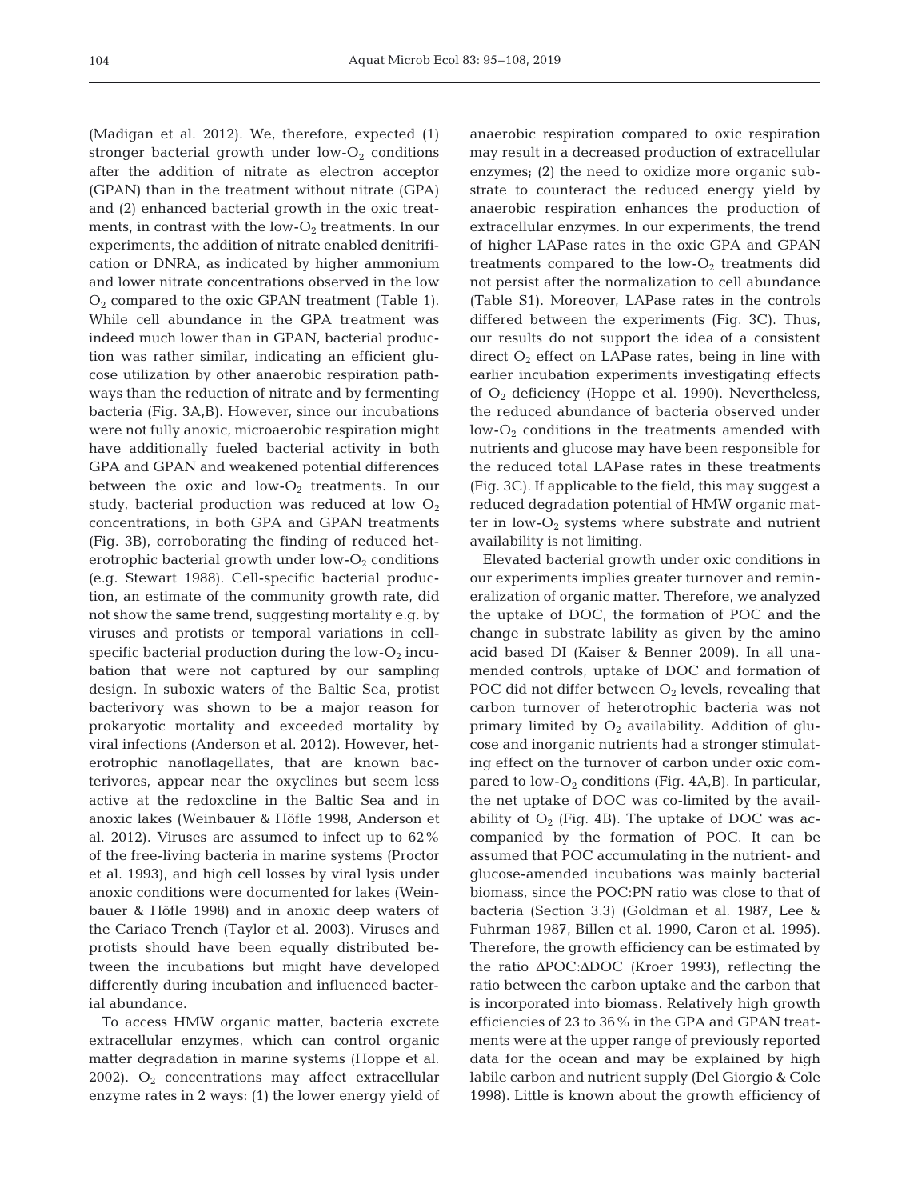(Madigan et al. 2012). We, therefore, expected (1) stronger bacterial growth under low-$O_2$ conditions after the addition of nitrate as electron acceptor (GPAN) than in the treatment without nitrate (GPA) and (2) enhanced bacterial growth in the oxic treatments, in contrast with the low-$O_2$ treatments. In our experiments, the addition of nitrate enabled denitrification or DNRA, as indicated by higher ammonium and lower nitrate concentrations observed in the low $O_2$ compared to the oxic GPAN treatment (Table 1). While cell abundance in the GPA treatment was indeed much lower than in GPAN, bacterial production was rather similar, indicating an efficient glucose utilization by other anaerobic respiration pathways than the reduction of nitrate and by fermenting bacteria (Fig. 3A,B). However, since our incubations were not fully anoxic, microaerobic respiration might have additionally fueled bacterial activity in both GPA and GPAN and weakened potential differences between the oxic and low-$O_2$ treatments. In our study, bacterial production was reduced at low $O_2$ concentrations, in both GPA and GPAN treatments (Fig. 3B), corroborating the finding of reduced heterotrophic bacterial growth under low-$O_2$ conditions (e.g. Stewart 1988). Cell-specific bacterial production, an estimate of the community growth rate, did not show the same trend, suggesting mortality e.g. by viruses and protists or temporal variations in cell-specific bacterial production during the low-$O_2$ incubation that were not captured by our sampling design. In suboxic waters of the Baltic Sea, protist bacterivory was shown to be a major reason for prokaryotic mortality and exceeded mortality by viral infections (Anderson et al. 2012). However, heterotrophic nanoflagellates, that are known bacterivores, appear near the oxyclines but seem less active at the redoxcline in the Baltic Sea and in anoxic lakes (Weinbauer & Höfle 1998, Anderson et al. 2012). Viruses are assumed to infect up to 62% of the free-living bacteria in marine systems (Proctor et al. 1993), and high cell losses by viral lysis under anoxic conditions were documented for lakes (Weinbauer & Höfle 1998) and in anoxic deep waters of the Cariaco Trench (Taylor et al. 2003). Viruses and protists should have been equally distributed between the incubations but might have developed differently during incubation and influenced bacterial abundance.

To access HMW organic matter, bacteria excrete extracellular enzymes, which can control organic matter degradation in marine systems (Hoppe et al. 2002). $O_2$ concentrations may affect extracellular enzyme rates in 2 ways: (1) the lower energy yield of anaerobic respiration compared to oxic respiration may result in a decreased production of extracellular enzymes; (2) the need to oxidize more organic substrate to counteract the reduced energy yield by anaerobic respiration enhances the production of extracellular enzymes. In our experiments, the trend of higher LAPase rates in the oxic GPA and GPAN treatments compared to the low-$O_2$ treatments did not persist after the normalization to cell abundance (Table S1). Moreover, LAPase rates in the controls differed between the experiments (Fig. 3C). Thus, our results do not support the idea of a consistent direct $O_2$ effect on LAPase rates, being in line with earlier incubation experiments investigating effects of $O_2$ deficiency (Hoppe et al. 1990). Nevertheless, the reduced abundance of bacteria observed under low-$O_2$ conditions in the treatments amended with nutrients and glucose may have been responsible for the reduced total LAPase rates in these treatments (Fig. 3C). If applicable to the field, this may suggest a reduced degradation potential of HMW organic matter in low-$O_2$ systems where substrate and nutrient availability is not limiting.

Elevated bacterial growth under oxic conditions in our experiments implies greater turnover and remineralization of organic matter. Therefore, we analyzed the uptake of DOC, the formation of POC and the change in substrate lability as given by the amino acid based DI (Kaiser & Benner 2009). In all unamended controls, uptake of DOC and formation of POC did not differ between $O_2$ levels, revealing that carbon turnover of heterotrophic bacteria was not primary limited by $O_2$ availability. Addition of glucose and inorganic nutrients had a stronger stimulating effect on the turnover of carbon under oxic compared to low-$O_2$ conditions (Fig. 4A,B). In particular, the net uptake of DOC was co-limited by the availability of $O_2$ (Fig. 4B). The uptake of DOC was accompanied by the formation of POC. It can be assumed that POC accumulating in the nutrient- and glucose-amended incubations was mainly bacterial biomass, since the POC:PN ratio was close to that of bacteria (Section 3.3) (Goldman et al. 1987, Lee & Fuhrman 1987, Billen et al. 1990, Caron et al. 1995). Therefore, the growth efficiency can be estimated by the ratio $\Delta$POC:$\Delta$DOC (Kroer 1993), reflecting the ratio between the carbon uptake and the carbon that is incorporated into biomass. Relatively high growth efficiencies of 23 to 36% in the GPA and GPAN treatments were at the upper range of previously reported data for the ocean and may be explained by high labile carbon and nutrient supply (Del Giorgio & Cole 1998). Little is known about the growth efficiency of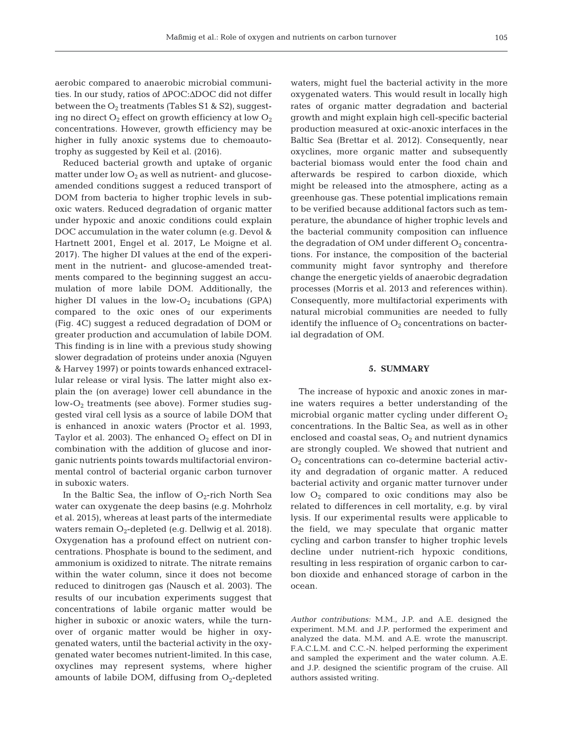aerobic compared to anaerobic microbial communities. In our study, ratios of ΔPOC:ΔDOC did not differ between the $O_2$ treatments (Tables S1 & S2), suggesting no direct $O_2$ effect on growth efficiency at low $O_2$ concentrations. However, growth efficiency may be higher in fully anoxic systems due to chemoautotrophy as suggested by Keil et al. (2016).

Reduced bacterial growth and uptake of organic matter under low $O_2$ as well as nutrient- and glucose-amended conditions suggest a reduced transport of DOM from bacteria to higher trophic levels in suboxic waters. Reduced degradation of organic matter under hypoxic and anoxic conditions could explain DOC accumulation in the water column (e.g. Devol & Hartnett 2001, Engel et al. 2017, Le Moigne et al. 2017). The higher DI values at the end of the experiment in the nutrient- and glucose-amended treatments compared to the beginning suggest an accumulation of more labile DOM. Additionally, the higher DI values in the low-$O_2$ incubations (GPA) compared to the oxic ones of our experiments (Fig. 4C) suggest a reduced degradation of DOM or greater production and accumulation of labile DOM. This finding is in line with a previous study showing slower degradation of proteins under anoxia (Nguyen & Harvey 1997) or points towards enhanced extracellular release or viral lysis. The latter might also explain the (on average) lower cell abundance in the low-$O_2$ treatments (see above). Former studies suggested viral cell lysis as a source of labile DOM that is enhanced in anoxic waters (Proctor et al. 1993, Taylor et al. 2003). The enhanced $O_2$ effect on DI in combination with the addition of glucose and inorganic nutrients points towards multifactorial environmental control of bacterial organic carbon turnover in suboxic waters.

In the Baltic Sea, the inflow of $O_2$-rich North Sea water can oxygenate the deep basins (e.g. Mohrholz et al. 2015), whereas at least parts of the intermediate waters remain $O_2$-depleted (e.g. Dellwig et al. 2018). Oxygenation has a profound effect on nutrient concentrations. Phosphate is bound to the sediment, and ammonium is oxidized to nitrate. The nitrate remains within the water column, since it does not become reduced to dinitrogen gas (Nausch et al. 2003). The results of our incubation experiments suggest that concentrations of labile organic matter would be higher in suboxic or anoxic waters, while the turnover of organic matter would be higher in oxygenated waters, until the bacterial activity in the oxygenated water becomes nutrient-limited. In this case, oxyclines may represent systems, where higher amounts of labile DOM, diffusing from $O_2$-depleted waters, might fuel the bacterial activity in the more oxygenated waters. This would result in locally high rates of organic matter degradation and bacterial growth and might explain high cell-specific bacterial production measured at oxic-anoxic interfaces in the Baltic Sea (Brettar et al. 2012). Consequently, near oxyclines, more organic matter and subsequently bacterial biomass would enter the food chain and afterwards be respired to carbon dioxide, which might be released into the atmosphere, acting as a greenhouse gas. These potential implications remain to be verified because additional factors such as temperature, the abundance of higher trophic levels and the bacterial community composition can influence the degradation of OM under different $O_2$ concentrations. For instance, the composition of the bacterial community might favor syntrophy and therefore change the energetic yields of anaerobic degradation processes (Morris et al. 2013 and references within). Consequently, more multifactorial experiments with natural microbial communities are needed to fully identify the influence of $O_2$ concentrations on bacterial degradation of OM.

## 5. SUMMARY

The increase of hypoxic and anoxic zones in marine waters requires a better understanding of the microbial organic matter cycling under different $O_2$ concentrations. In the Baltic Sea, as well as in other enclosed and coastal seas, $O_2$ and nutrient dynamics are strongly coupled. We showed that nutrient and $O_2$ concentrations can co-determine bacterial activity and degradation of organic matter. A reduced bacterial activity and organic matter turnover under low $O_2$ compared to oxic conditions may also be related to differences in cell mortality, e.g. by viral lysis. If our experimental results were applicable to the field, we may speculate that organic matter cycling and carbon transfer to higher trophic levels decline under nutrient-rich hypoxic conditions, resulting in less respiration of organic carbon to carbon dioxide and enhanced storage of carbon in the ocean.

*Author contributions:* M.M., J.P. and A.E. designed the experiment. M.M. and J.P. performed the experiment and analyzed the data. M.M. and A.E. wrote the manuscript. F.A.C.L.M. and C.C.-N. helped performing the experiment and sampled the experiment and the water column. A.E. and J.P. designed the scientific program of the cruise. All authors assisted writing.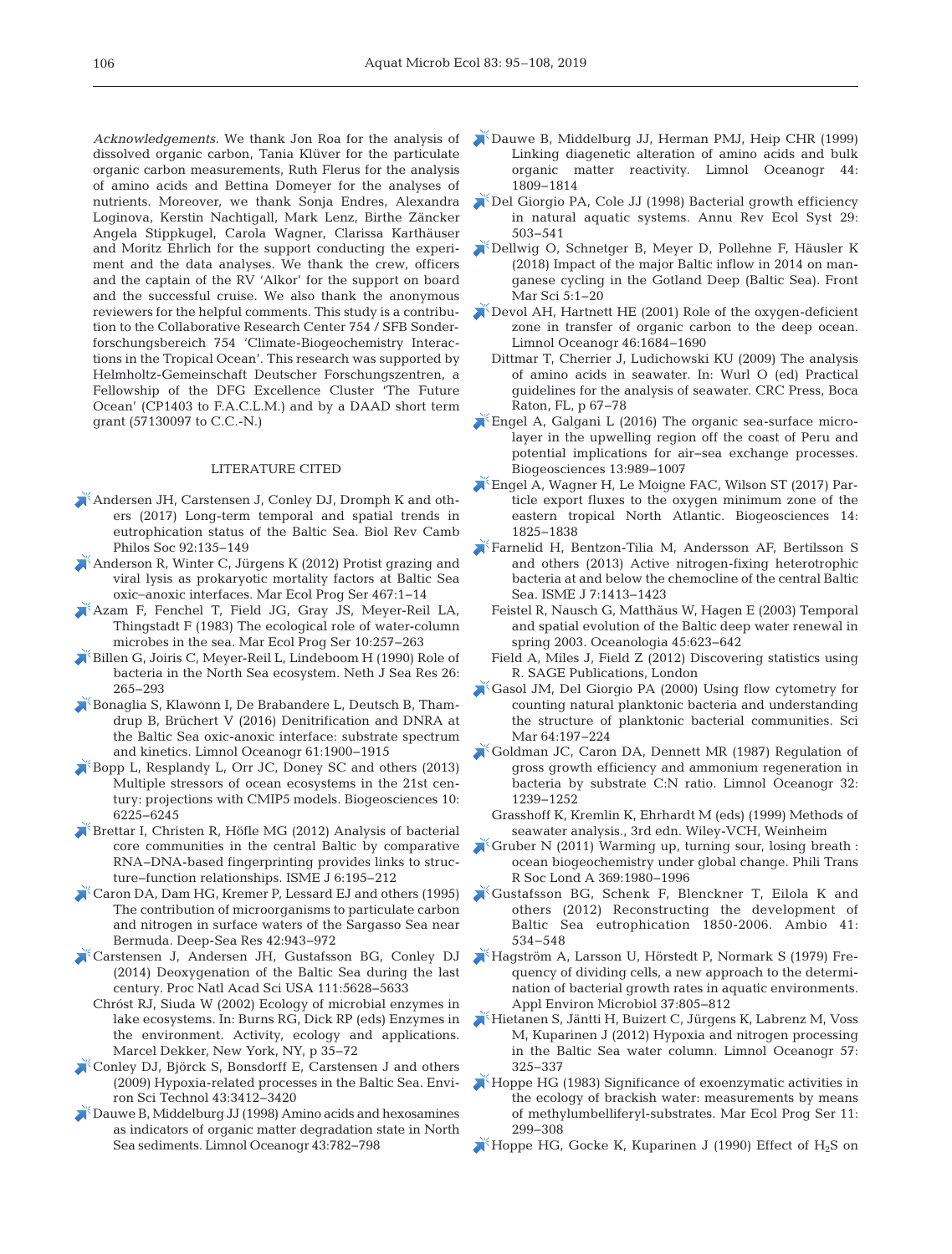*Acknowledgements*. We thank Jon Roa for the analysis of dissolved organic carbon, Tania Klüver for the particulate organic carbon measurements, Ruth Flerus for the analysis of amino acids and Bettina Domeyer for the analyses of nutrients. Moreover, we thank Sonja Endres, Alexandra Loginova, Kerstin Nachtigall, Mark Lenz, Birthe Zäncker Angela Stippkugel, Carola Wagner, Clarissa Karthäuser and Moritz Ehrlich for the support conducting the experiment and the data analyses. We thank the crew, officers and the captain of the RV 'Alkor' for the support on board and the successful cruise. We also thank the anonymous reviewers for the helpful comments. This study is a contribution to the Collaborative Research Center 754 / SFB Sonderforschungsbereich 754 'Climate-Biogeochemistry Interactions in the Tropical Ocean'. This research was supported by Helmholtz-Gemeinschaft Deutscher Forschungszentren, a Fellowship of the DFG Excellence Cluster 'The Future Ocean' (CP1403 to F.A.C.L.M.) and by a DAAD short term grant (57130097 to C.C.-N.)

## LITERATURE CITED

Andersen JH, Carstensen J, Conley DJ, Dromph K and others (2017) Long-term temporal and spatial trends in eutrophication status of the Baltic Sea. Biol Rev Camb Philos Soc 92:135–149

Anderson R, Winter C, Jürgens K (2012) Protist grazing and viral lysis as prokaryotic mortality factors at Baltic Sea oxic–anoxic interfaces. Mar Ecol Prog Ser 467:1–14

Azam F, Fenchel T, Field JG, Gray JS, Meyer-Reil LA, Thingstadt F (1983) The ecological role of water-column microbes in the sea. Mar Ecol Prog Ser 10:257–263

Billen G, Joiris C, Meyer-Reil L, Lindeboom H (1990) Role of bacteria in the North Sea ecosystem. Neth J Sea Res 26: 265–293

Bonaglia S, Klawonn I, De Brabandere L, Deutsch B, Thamdrup B, Brüchert V (2016) Denitrification and DNRA at the Baltic Sea oxic-anoxic interface: substrate spectrum and kinetics. Limnol Oceanogr 61:1900–1915

Bopp L, Resplandy L, Orr JC, Doney SC and others (2013) Multiple stressors of ocean ecosystems in the 21st century: projections with CMIP5 models. Biogeosciences 10: 6225–6245

Brettar I, Christen R, Höfle MG (2012) Analysis of bacterial core communities in the central Baltic by comparative RNA–DNA-based fingerprinting provides links to structure–function relationships. ISME J 6:195–212

Caron DA, Dam HG, Kremer P, Lessard EJ and others (1995) The contribution of microorganisms to particulate carbon and nitrogen in surface waters of the Sargasso Sea near Bermuda. Deep-Sea Res 42:943–972

Carstensen J, Andersen JH, Gustafsson BG, Conley DJ (2014) Deoxygenation of the Baltic Sea during the last century. Proc Natl Acad Sci USA 111:5628–5633

Chróst RJ, Siuda W (2002) Ecology of microbial enzymes in lake ecosystems. In: Burns RG, Dick RP (eds) Enzymes in the environment. Activity, ecology and applications. Marcel Dekker, New York, NY, p 35–72

Conley DJ, Björck S, Bonsdorff E, Carstensen J and others (2009) Hypoxia-related processes in the Baltic Sea. Environ Sci Technol 43:3412–3420

Dauwe B, Middelburg JJ (1998) Amino acids and hexosamines as indicators of organic matter degradation state in North Sea sediments. Limnol Oceanogr 43:782–798

Dauwe B, Middelburg JJ, Herman PMJ, Heip CHR (1999) Linking diagenetic alteration of amino acids and bulk organic matter reactivity. Limnol Oceanogr 44: 1809–1814

Del Giorgio PA, Cole JJ (1998) Bacterial growth efficiency in natural aquatic systems. Annu Rev Ecol Syst 29: 503–541

Dellwig O, Schnetger B, Meyer D, Pollehne F, Häusler K (2018) Impact of the major Baltic inflow in 2014 on manganese cycling in the Gotland Deep (Baltic Sea). Front Mar Sci 5:1–20

Devol AH, Hartnett HE (2001) Role of the oxygen-deficient zone in transfer of organic carbon to the deep ocean. Limnol Oceanogr 46:1684–1690

Dittmar T, Cherrier J, Ludichowski KU (2009) The analysis of amino acids in seawater. In: Wurl O (ed) Practical guidelines for the analysis of seawater. CRC Press, Boca Raton, FL, p 67–78

Engel A, Galgani L (2016) The organic sea-surface microlayer in the upwelling region off the coast of Peru and potential implications for air–sea exchange processes. Biogeosciences 13:989–1007

Engel A, Wagner H, Le Moigne FAC, Wilson ST (2017) Particle export fluxes to the oxygen minimum zone of the eastern tropical North Atlantic. Biogeosciences 14: 1825–1838

Farnelid H, Bentzon-Tilia M, Andersson AF, Bertilsson S and others (2013) Active nitrogen-fixing heterotrophic bacteria at and below the chemocline of the central Baltic Sea. ISME J 7:1413–1423

Feistel R, Nausch G, Matthäus W, Hagen E (2003) Temporal and spatial evolution of the Baltic deep water renewal in spring 2003. Oceanologia 45:623–642

Field A, Miles J, Field Z (2012) Discovering statistics using R. SAGE Publications, London

Gasol JM, Del Giorgio PA (2000) Using flow cytometry for counting natural planktonic bacteria and understanding the structure of planktonic bacterial communities. Sci Mar 64:197–224

Goldman JC, Caron DA, Dennett MR (1987) Regulation of gross growth efficiency and ammonium regeneration in bacteria by substrate C:N ratio. Limnol Oceanogr 32: 1239–1252

Grasshoff K, Kremlin K, Ehrhardt M (eds) (1999) Methods of seawater analysis., 3rd edn. Wiley-VCH, Weinheim

Gruber N (2011) Warming up, turning sour, losing breath : ocean biogeochemistry under global change. Phili Trans R Soc Lond A 369:1980–1996

Gustafsson BG, Schenk F, Blenckner T, Eilola K and others (2012) Reconstructing the development of Baltic Sea eutrophication 1850-2006. Ambio 41: 534–548

Hagström A, Larsson U, Hörstedt P, Normark S (1979) Frequency of dividing cells, a new approach to the determination of bacterial growth rates in aquatic environments. Appl Environ Microbiol 37:805–812

Hietanen S, Jäntti H, Buizert C, Jürgens K, Labrenz M, Voss M, Kuparinen J (2012) Hypoxia and nitrogen processing in the Baltic Sea water column. Limnol Oceanogr 57: 325–337

Hoppe HG (1983) Significance of exoenzymatic activities in the ecology of brackish water: measurements by means of methylumbelliferyl-substrates. Mar Ecol Prog Ser 11: 299–308

Hoppe HG, Gocke K, Kuparinen J (1990) Effect of $H_2S$ on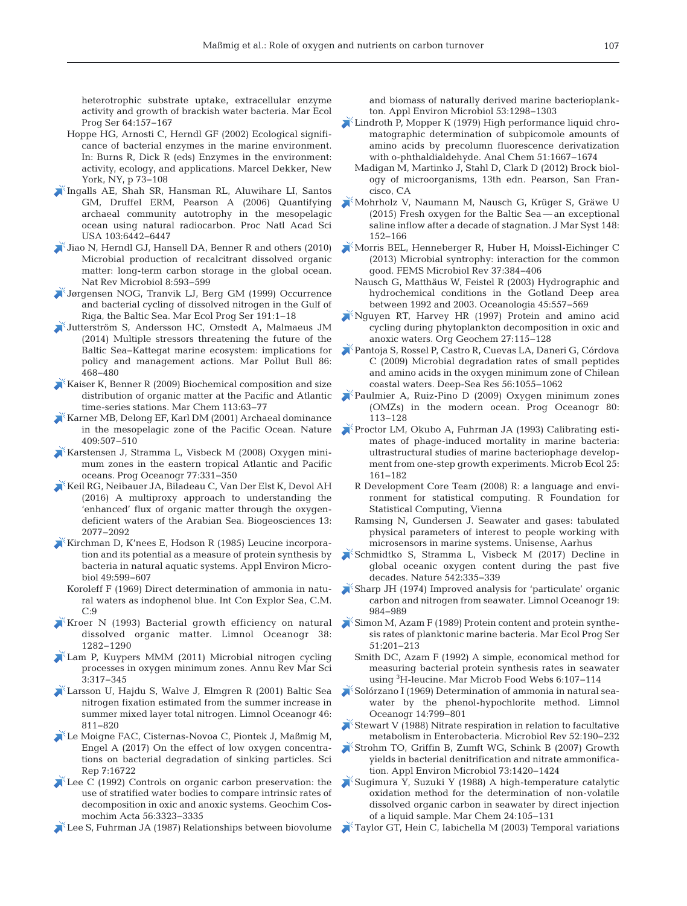heterotrophic substrate uptake, extracellular enzyme activity and growth of brackish water bacteria. Mar Ecol Prog Ser 64:157–167

Hoppe HG, Arnosti C, Herndl GF (2002) Ecological significance of bacterial enzymes in the marine environment. In: Burns R, Dick R (eds) Enzymes in the environment: activity, ecology, and applications. Marcel Dekker, New York, NY, p 73–108

Ingalls AE, Shah SR, Hansman RL, Aluwihare LI, Santos GM, Druffel ERM, Pearson A (2006) Quantifying archaeal community autotrophy in the mesopelagic ocean using natural radiocarbon. Proc Natl Acad Sci USA 103:6442–6447

Jiao N, Herndl GJ, Hansell DA, Benner R and others (2010) Microbial production of recalcitrant dissolved organic matter: long-term carbon storage in the global ocean. Nat Rev Microbiol 8:593–599

Jørgensen NOG, Tranvik LJ, Berg GM (1999) Occurrence and bacterial cycling of dissolved nitrogen in the Gulf of Riga, the Baltic Sea. Mar Ecol Prog Ser 191:1–18

Jutterström S, Andersson HC, Omstedt A, Malmaeus JM (2014) Multiple stressors threatening the future of the Baltic Sea–Kattegat marine ecosystem: implications for policy and management actions. Mar Pollut Bull 86: 468–480

Kaiser K, Benner R (2009) Biochemical composition and size distribution of organic matter at the Pacific and Atlantic time-series stations. Mar Chem 113:63–77

Karner MB, Delong EF, Karl DM (2001) Archaeal dominance in the mesopelagic zone of the Pacific Ocean. Nature 409:507–510

Karstensen J, Stramma L, Visbeck M (2008) Oxygen minimum zones in the eastern tropical Atlantic and Pacific oceans. Prog Oceanogr 77:331–350

Keil RG, Neibauer JA, Biladeau C, Van Der Elst K, Devol AH (2016) A multiproxy approach to understanding the 'enhanced' flux of organic matter through the oxygen-deficient waters of the Arabian Sea. Biogeosciences 13: 2077–2092

Kirchman D, K'nees E, Hodson R (1985) Leucine incorporation and its potential as a measure of protein synthesis by bacteria in natural aquatic systems. Appl Environ Microbiol 49:599–607

Koroleff F (1969) Direct determination of ammonia in natural waters as indophenol blue. Int Con Explor Sea, C.M. C:9

Kroer N (1993) Bacterial growth efficiency on natural dissolved organic matter. Limnol Oceanogr 38: 1282–1290

Lam P, Kuypers MMM (2011) Microbial nitrogen cycling processes in oxygen minimum zones. Annu Rev Mar Sci 3:317–345

Larsson U, Hajdu S, Walve J, Elmgren R (2001) Baltic Sea nitrogen fixation estimated from the summer increase in summer mixed layer total nitrogen. Limnol Oceanogr 46: 811–820

Le Moigne FAC, Cisternas-Novoa C, Piontek J, Maßmig M, Engel A (2017) On the effect of low oxygen concentrations on bacterial degradation of sinking particles. Sci Rep 7:16722

Lee C (1992) Controls on organic carbon preservation: the use of stratified water bodies to compare intrinsic rates of decomposition in oxic and anoxic systems. Geochim Cosmochim Acta 56:3323–3335

Lee S, Fuhrman JA (1987) Relationships between biovolume and biomass of naturally derived marine bacterioplankton. Appl Environ Microbiol 53:1298–1303

Lindroth P, Mopper K (1979) High performance liquid chromatographic determination of subpicomole amounts of amino acids by precolumn fluorescence derivatization with o-phthaldialdehyde. Anal Chem 51:1667–1674

Madigan M, Martinko J, Stahl D, Clark D (2012) Brock biology of microorganisms, 13th edn. Pearson, San Francisco, CA

Mohrholz V, Naumann M, Nausch G, Krüger S, Gräwe U (2015) Fresh oxygen for the Baltic Sea — an exceptional saline inflow after a decade of stagnation. J Mar Syst 148: 152–166

Morris BEL, Henneberger R, Huber H, Moissl-Eichinger C (2013) Microbial syntrophy: interaction for the common good. FEMS Microbiol Rev 37:384–406

Nausch G, Matthäus W, Feistel R (2003) Hydrographic and hydrochemical conditions in the Gotland Deep area between 1992 and 2003. Oceanologia 45:557–569

Nguyen RT, Harvey HR (1997) Protein and amino acid cycling during phytoplankton decomposition in oxic and anoxic waters. Org Geochem 27:115–128

Pantoja S, Rossel P, Castro R, Cuevas LA, Daneri G, Córdova C (2009) Microbial degradation rates of small peptides and amino acids in the oxygen minimum zone of Chilean coastal waters. Deep-Sea Res 56:1055–1062

Paulmier A, Ruiz-Pino D (2009) Oxygen minimum zones (OMZs) in the modern ocean. Prog Oceanogr 80: 113–128

Proctor LM, Okubo A, Fuhrman JA (1993) Calibrating estimates of phage-induced mortality in marine bacteria: ultrastructural studies of marine bacteriophage development from one-step growth experiments. Microb Ecol 25: 161–182

R Development Core Team (2008) R: a language and environment for statistical computing. R Foundation for Statistical Computing, Vienna

Ramsing N, Gundersen J. Seawater and gases: tabulated physical parameters of interest to people working with microsensors in marine systems. Unisense, Aarhus

Schmidtko S, Stramma L, Visbeck M (2017) Decline in global oceanic oxygen content during the past five decades. Nature 542:335–339

Sharp JH (1974) Improved analysis for 'particulate' organic carbon and nitrogen from seawater. Limnol Oceanogr 19: 984–989

Simon M, Azam F (1989) Protein content and protein synthesis rates of planktonic marine bacteria. Mar Ecol Prog Ser 51:201–213

Smith DC, Azam F (1992) A simple, economical method for measuring bacterial protein synthesis rates in seawater using $^{3}$H-leucine. Mar Microb Food Webs 6:107–114

Solórzano I (1969) Determination of ammonia in natural seawater by the phenol-hypochlorite method. Limnol Oceanogr 14:799–801

Stewart V (1988) Nitrate respiration in relation to facultative metabolism in Enterobacteria. Microbiol Rev 52:190–232

Strohm TO, Griffin B, Zumft WG, Schink B (2007) Growth yields in bacterial denitrification and nitrate ammonification. Appl Environ Microbiol 73:1420–1424

Sugimura Y, Suzuki Y (1988) A high-temperature catalytic oxidation method for the determination of non-volatile dissolved organic carbon in seawater by direct injection of a liquid sample. Mar Chem 24:105–131

Taylor GT, Hein C, Iabichella M (2003) Temporal variations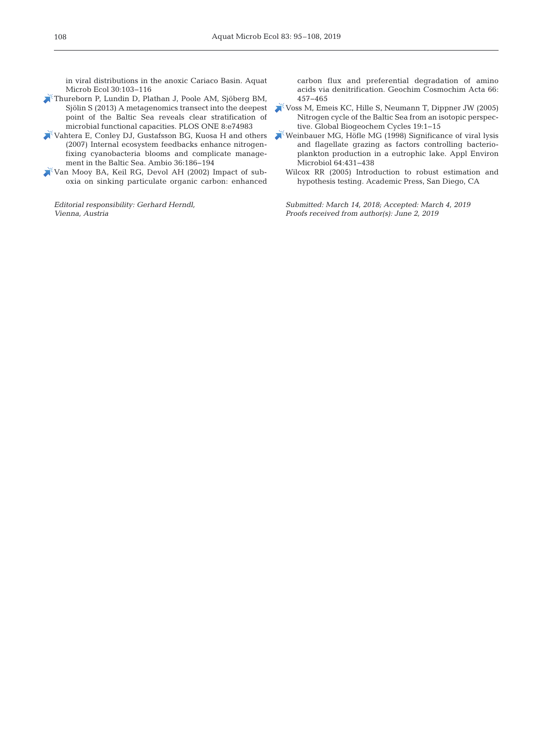in viral distributions in the anoxic Cariaco Basin. Aquat Microb Ecol 30:103−116

Thureborn P, Lundin D, Plathan J, Poole AM, Sjöberg BM, Sjölin S (2013) A metagenomics transect into the deepest point of the Baltic Sea reveals clear stratification of microbial functional capacities. PLOS ONE 8:e74983

Vahtera E, Conley DJ, Gustafsson BG, Kuosa H and others (2007) Internal ecosystem feedbacks enhance nitrogen-fixing cyanobacteria blooms and complicate management in the Baltic Sea. Ambio 36:186−194

Van Mooy BA, Keil RG, Devol AH (2002) Impact of suboxia on sinking particulate organic carbon: enhanced carbon flux and preferential degradation of amino acids via denitrification. Geochim Cosmochim Acta 66: 457−465

Voss M, Emeis KC, Hille S, Neumann T, Dippner JW (2005) Nitrogen cycle of the Baltic Sea from an isotopic perspective. Global Biogeochem Cycles 19:1−15

Weinbauer MG, Höfle MG (1998) Significance of viral lysis and flagellate grazing as factors controlling bacterioplankton production in a eutrophic lake. Appl Environ Microbiol 64:431−438

Wilcox RR (2005) Introduction to robust estimation and hypothesis testing. Academic Press, San Diego, CA

*Editorial responsibility: Gerhard Herndl, Vienna, Austria*

*Submitted: March 14, 2018; Accepted: March 4, 2019*
*Proofs received from author(s): June 2, 2019*